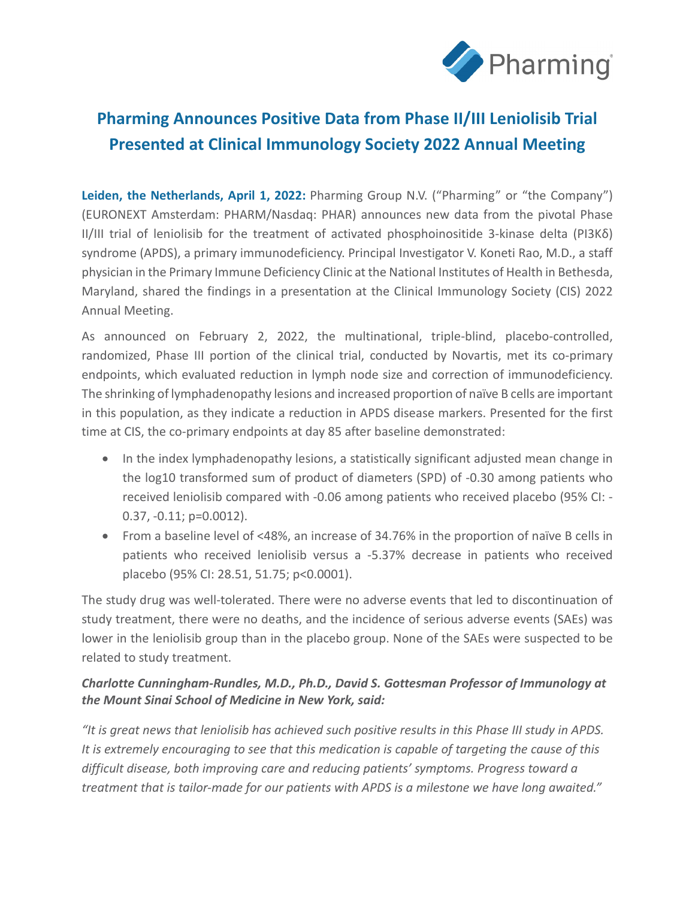# Pharming Announces Positive Data from Phase II/III Leniolisib Trial Presented at Clinical Immunology Society 2022 Annual Meeting

**Leiden, the Netherlands, April 1, 2022:** Pharming Group N.V. ("Pharming" or "the Company") (EURONEXT Amsterdam: PHARM/Nasdaq: PHAR) announces new data from the pivotal Phase II/III trial of leniolisib for the treatment of activated phosphoinositide 3-kinase delta (PI3Kδ) syndrome (APDS), a primary immunodeficiency. Principal Investigator V. Koneti Rao, M.D., a staff physician in the Primary Immune Deficiency Clinic at the National Institutes of Health in Bethesda, Maryland, shared the findings in a presentation at the Clinical Immunology Society (CIS) 2022 Annual Meeting.

As announced on February 2, 2022, the multinational, triple-blind, placebo-controlled, randomized, Phase III portion of the clinical trial, conducted by Novartis, met its co-primary endpoints, which evaluated reduction in lymph node size and correction of immunodeficiency. The shrinking of lymphadenopathy lesions and increased proportion of naïve B cells are important in this population, as they indicate a reduction in APDS disease markers. Presented for the first time at CIS, the co-primary endpoints at day 85 after baseline demonstrated:

- In the index lymphadenopathy lesions, a statistically significant adjusted mean change in the log10 transformed sum of product of diameters (SPD) of -0.30 among patients who received leniolisib compared with -0.06 among patients who received placebo (95% CI: -0.37, -0.11; p=0.0012).
- From a baseline level of <48%, an increase of 34.76% in the proportion of naïve B cells in patients who received leniolisib versus a -5.37% decrease in patients who received placebo (95% CI: 28.51, 51.75; p<0.0001).

The study drug was well-tolerated. There were no adverse events that led to discontinuation of study treatment, there were no deaths, and the incidence of serious adverse events (SAEs) was lower in the leniolisib group than in the placebo group. None of the SAEs were suspected to be related to study treatment.

***Charlotte Cunningham-Rundles, M.D., Ph.D., David S. Gottesman Professor of Immunology at the Mount Sinai School of Medicine in New York, said:***

*"It is great news that leniolisib has achieved such positive results in this Phase III study in APDS. It is extremely encouraging to see that this medication is capable of targeting the cause of this difficult disease, both improving care and reducing patients' symptoms. Progress toward a treatment that is tailor-made for our patients with APDS is a milestone we have long awaited."*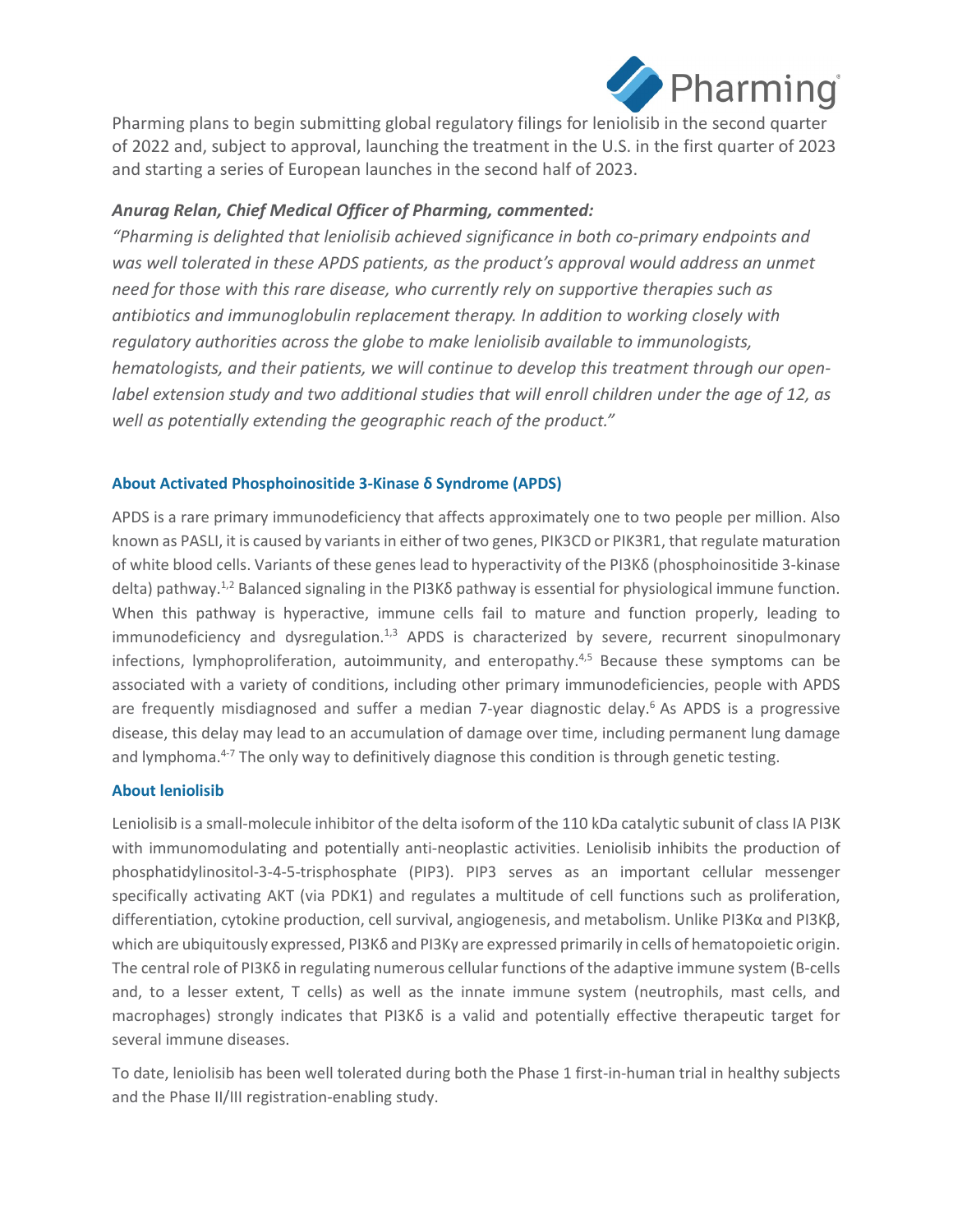Pharming plans to begin submitting global regulatory filings for leniolisib in the second quarter of 2022 and, subject to approval, launching the treatment in the U.S. in the first quarter of 2023 and starting a series of European launches in the second half of 2023.

***Anurag Relan, Chief Medical Officer of Pharming, commented:***

*"Pharming is delighted that leniolisib achieved significance in both co-primary endpoints and was well tolerated in these APDS patients, as the product's approval would address an unmet need for those with this rare disease, who currently rely on supportive therapies such as antibiotics and immunoglobulin replacement therapy. In addition to working closely with regulatory authorities across the globe to make leniolisib available to immunologists, hematologists, and their patients, we will continue to develop this treatment through our open-label extension study and two additional studies that will enroll children under the age of 12, as well as potentially extending the geographic reach of the product."*

### About Activated Phosphoinositide 3-Kinase δ Syndrome (APDS)

APDS is a rare primary immunodeficiency that affects approximately one to two people per million. Also known as PASLI, it is caused by variants in either of two genes, PIK3CD or PIK3R1, that regulate maturation of white blood cells. Variants of these genes lead to hyperactivity of the PI3Kδ (phosphoinositide 3-kinase delta) pathway.[1,2] Balanced signaling in the PI3Kδ pathway is essential for physiological immune function. When this pathway is hyperactive, immune cells fail to mature and function properly, leading to immunodeficiency and dysregulation.[1,3] APDS is characterized by severe, recurrent sinopulmonary infections, lymphoproliferation, autoimmunity, and enteropathy.[4,5] Because these symptoms can be associated with a variety of conditions, including other primary immunodeficiencies, people with APDS are frequently misdiagnosed and suffer a median 7-year diagnostic delay.[6] As APDS is a progressive disease, this delay may lead to an accumulation of damage over time, including permanent lung damage and lymphoma.[4-7] The only way to definitively diagnose this condition is through genetic testing.

### About leniolisib

Leniolisib is a small-molecule inhibitor of the delta isoform of the 110 kDa catalytic subunit of class IA PI3K with immunomodulating and potentially anti-neoplastic activities. Leniolisib inhibits the production of phosphatidylinositol-3-4-5-trisphosphate (PIP3). PIP3 serves as an important cellular messenger specifically activating AKT (via PDK1) and regulates a multitude of cell functions such as proliferation, differentiation, cytokine production, cell survival, angiogenesis, and metabolism. Unlike PI3Kα and PI3Kβ, which are ubiquitously expressed, PI3Kδ and PI3Kγ are expressed primarily in cells of hematopoietic origin. The central role of PI3Kδ in regulating numerous cellular functions of the adaptive immune system (B-cells and, to a lesser extent, T cells) as well as the innate immune system (neutrophils, mast cells, and macrophages) strongly indicates that PI3Kδ is a valid and potentially effective therapeutic target for several immune diseases.

To date, leniolisib has been well tolerated during both the Phase 1 first-in-human trial in healthy subjects and the Phase II/III registration-enabling study.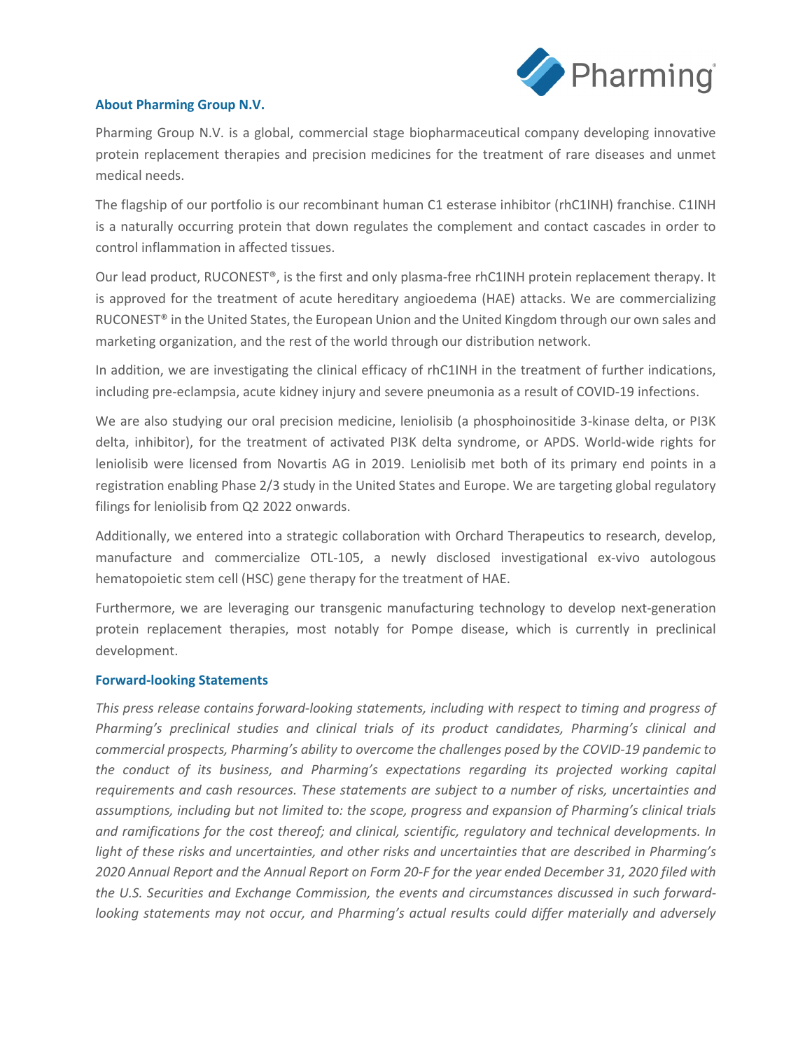### About Pharming Group N.V.

Pharming Group N.V. is a global, commercial stage biopharmaceutical company developing innovative protein replacement therapies and precision medicines for the treatment of rare diseases and unmet medical needs.

The flagship of our portfolio is our recombinant human C1 esterase inhibitor (rhC1INH) franchise. C1INH is a naturally occurring protein that down regulates the complement and contact cascades in order to control inflammation in affected tissues.

Our lead product, RUCONEST®, is the first and only plasma-free rhC1INH protein replacement therapy. It is approved for the treatment of acute hereditary angioedema (HAE) attacks. We are commercializing RUCONEST® in the United States, the European Union and the United Kingdom through our own sales and marketing organization, and the rest of the world through our distribution network.

In addition, we are investigating the clinical efficacy of rhC1INH in the treatment of further indications, including pre-eclampsia, acute kidney injury and severe pneumonia as a result of COVID-19 infections.

We are also studying our oral precision medicine, leniolisib (a phosphoinositide 3-kinase delta, or PI3K delta, inhibitor), for the treatment of activated PI3K delta syndrome, or APDS. World-wide rights for leniolisib were licensed from Novartis AG in 2019. Leniolisib met both of its primary end points in a registration enabling Phase 2/3 study in the United States and Europe. We are targeting global regulatory filings for leniolisib from Q2 2022 onwards.

Additionally, we entered into a strategic collaboration with Orchard Therapeutics to research, develop, manufacture and commercialize OTL-105, a newly disclosed investigational ex-vivo autologous hematopoietic stem cell (HSC) gene therapy for the treatment of HAE.

Furthermore, we are leveraging our transgenic manufacturing technology to develop next-generation protein replacement therapies, most notably for Pompe disease, which is currently in preclinical development.

### Forward-looking Statements

*This press release contains forward-looking statements, including with respect to timing and progress of Pharming's preclinical studies and clinical trials of its product candidates, Pharming's clinical and commercial prospects, Pharming's ability to overcome the challenges posed by the COVID-19 pandemic to the conduct of its business, and Pharming's expectations regarding its projected working capital requirements and cash resources. These statements are subject to a number of risks, uncertainties and assumptions, including but not limited to: the scope, progress and expansion of Pharming's clinical trials and ramifications for the cost thereof; and clinical, scientific, regulatory and technical developments. In light of these risks and uncertainties, and other risks and uncertainties that are described in Pharming's 2020 Annual Report and the Annual Report on Form 20-F for the year ended December 31, 2020 filed with the U.S. Securities and Exchange Commission, the events and circumstances discussed in such forward-looking statements may not occur, and Pharming's actual results could differ materially and adversely*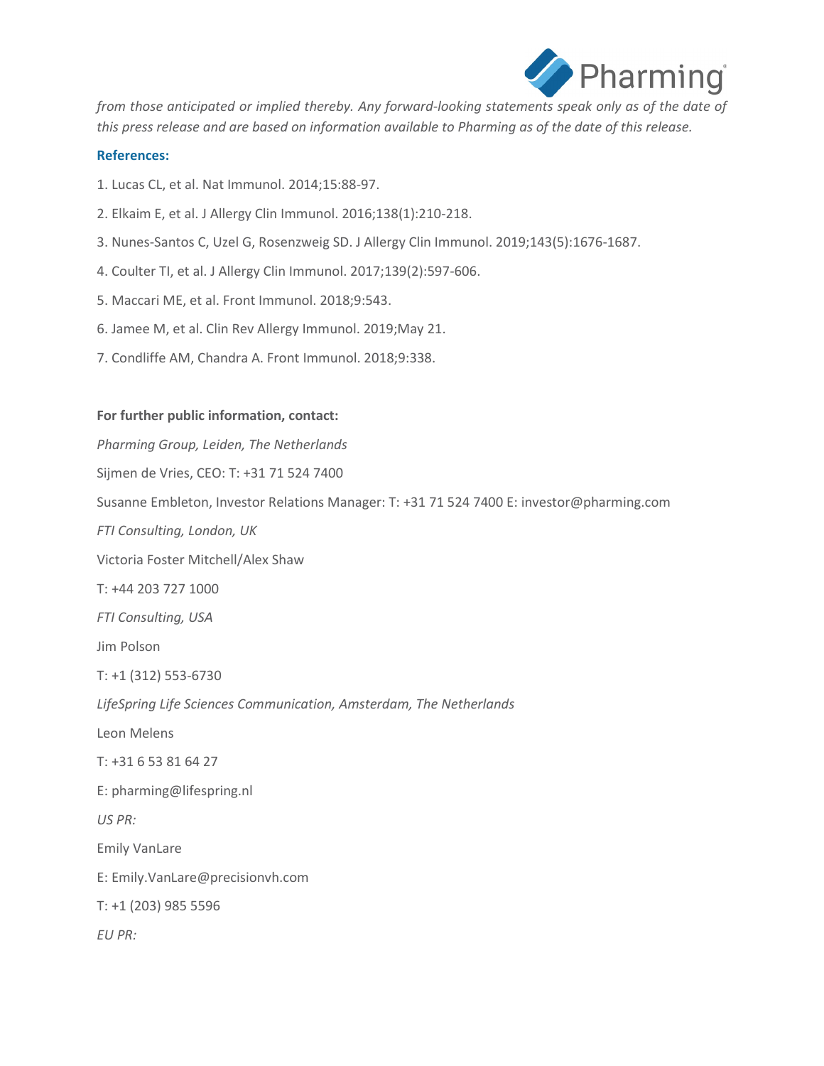*from those anticipated or implied thereby. Any forward-looking statements speak only as of the date of this press release and are based on information available to Pharming as of the date of this release.*

### References:

1. Lucas CL, et al. Nat Immunol. 2014;15:88-97.
2. Elkaim E, et al. J Allergy Clin Immunol. 2016;138(1):210-218.
3. Nunes-Santos C, Uzel G, Rosenzweig SD. J Allergy Clin Immunol. 2019;143(5):1676-1687.
4. Coulter TI, et al. J Allergy Clin Immunol. 2017;139(2):597-606.
5. Maccari ME, et al. Front Immunol. 2018;9:543.
6. Jamee M, et al. Clin Rev Allergy Immunol. 2019;May 21.
7. Condliffe AM, Chandra A. Front Immunol. 2018;9:338.

**For further public information, contact:**

*Pharming Group, Leiden, The Netherlands*

Sijmen de Vries, CEO: T: +31 71 524 7400

Susanne Embleton, Investor Relations Manager: T: +31 71 524 7400 E: investor@pharming.com

*FTI Consulting, London, UK*

Victoria Foster Mitchell/Alex Shaw

T: +44 203 727 1000

*FTI Consulting, USA*

Jim Polson

T: +1 (312) 553-6730

*LifeSpring Life Sciences Communication, Amsterdam, The Netherlands*

Leon Melens

T: +31 6 53 81 64 27

E: pharming@lifespring.nl

*US PR:*

Emily VanLare

E: Emily.VanLare@precisionvh.com

T: +1 (203) 985 5596

*EU PR:*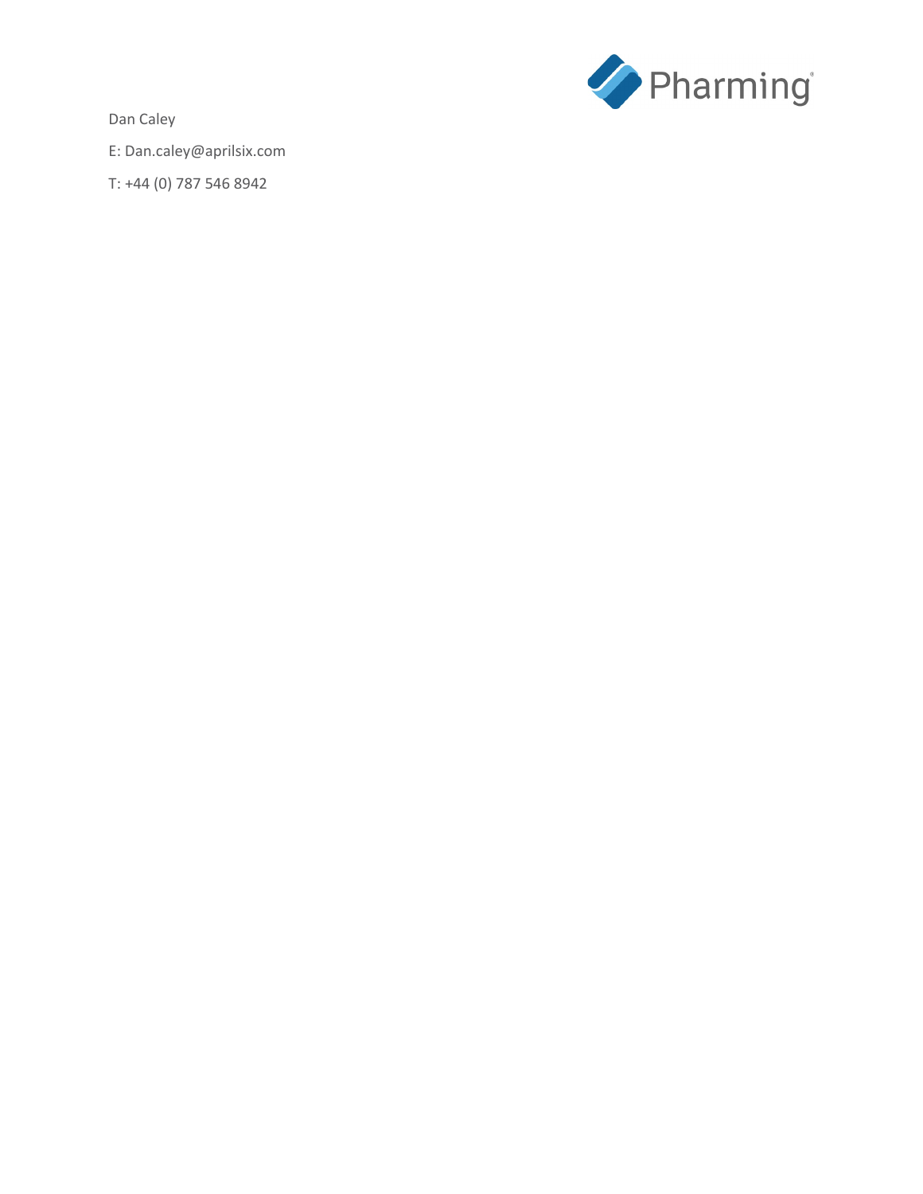Dan Caley

E: Dan.caley@aprilsix.com

T: +44 (0) 787 546 8942